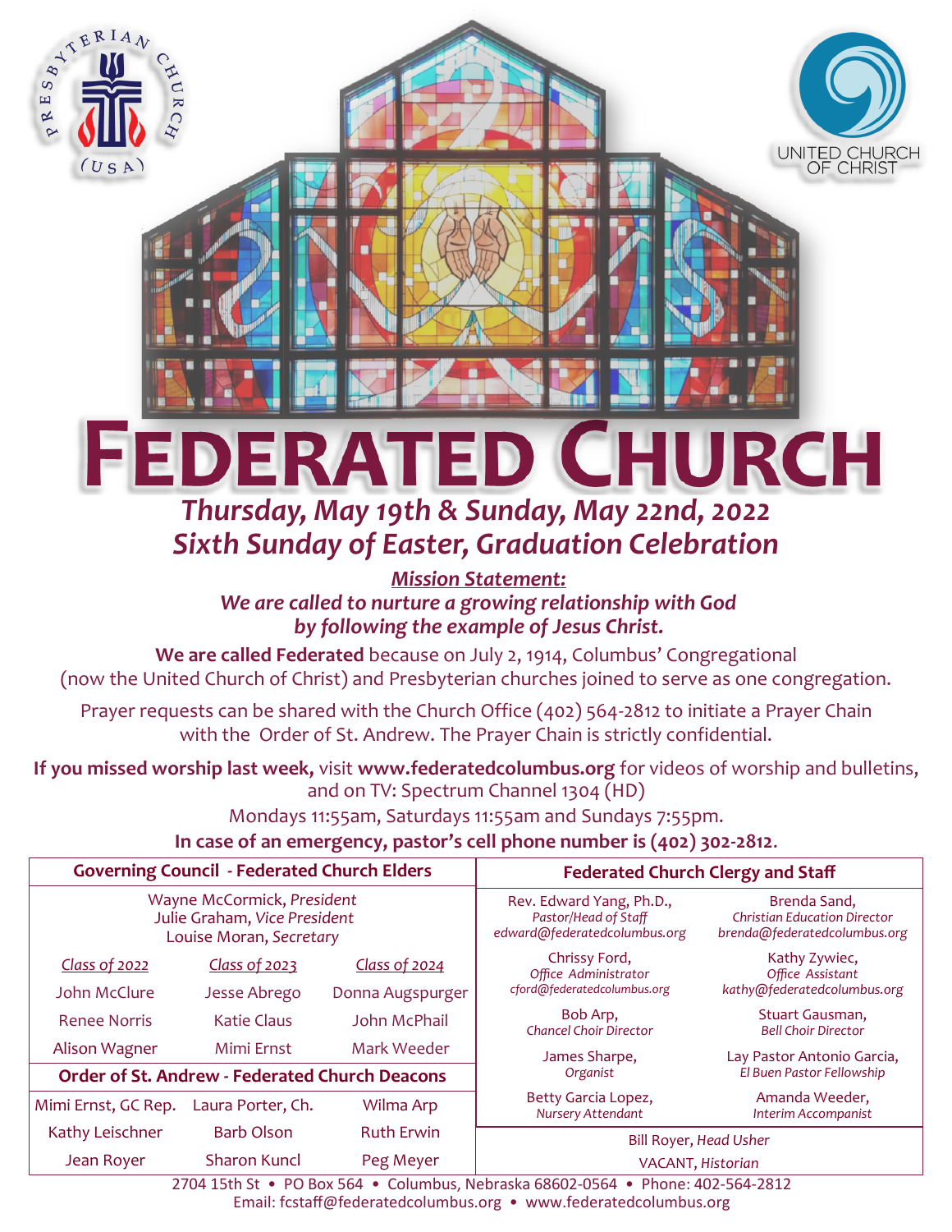# FEDERATED CHURCH

## *Thursday, May 19th & Sunday, May 22nd, 2022*
## *Sixth Sunday of Easter, Graduation Celebration*

***Mission Statement:***
***We are called to nurture a growing relationship with God by following the example of Jesus Christ.***

**We are called Federated** because on July 2, 1914, Columbus' Congregational (now the United Church of Christ) and Presbyterian churches joined to serve as one congregation.

Prayer requests can be shared with the Church Office (402) 564-2812 to initiate a Prayer Chain with the Order of St. Andrew. The Prayer Chain is strictly confidential.

**If you missed worship last week,** visit **www.federatedcolumbus.org** for videos of worship and bulletins, and on TV: Spectrum Channel 1304 (HD)
Mondays 11:55am, Saturdays 11:55am and Sundays 7:55pm.

**In case of an emergency, pastor's cell phone number is (402) 302-2812**.

### Governing Council - Federated Church Elders

Wayne McCormick, *President*
Julie Graham, *Vice President*
Louise Moran, *Secretary*

| Class of 2022 | Class of 2023 | Class of 2024 |
|---|---|---|
| John McClure | Jesse Abrego | Donna Augspurger |
| Renee Norris | Katie Claus | John McPhail |
| Alison Wagner | Mimi Ernst | Mark Weeder |

### Order of St. Andrew - Federated Church Deacons

| | | |
|---|---|---|
| Mimi Ernst, GC Rep. | Laura Porter, Ch. | Wilma Arp |
| Kathy Leischner | Barb Olson | Ruth Erwin |
| Jean Royer | Sharon Kuncl | Peg Meyer |

### Federated Church Clergy and Staff

| | |
|---|---|
| Rev. Edward Yang, Ph.D., *Pastor/Head of Staff* edward@federatedcolumbus.org | Brenda Sand, *Christian Education Director* brenda@federatedcolumbus.org |
| Chrissy Ford, *Office Administrator* cford@federatedcolumbus.org | Kathy Zywiec, *Office Assistant* kathy@federatedcolumbus.org |
| Bob Arp, *Chancel Choir Director* | Stuart Gausman, *Bell Choir Director* |
| James Sharpe, *Organist* | Lay Pastor Antonio Garcia, *El Buen Pastor Fellowship* |
| Betty Garcia Lopez, *Nursery Attendant* | Amanda Weeder, *Interim Accompanist* |

Bill Royer, *Head Usher*
VACANT, *Historian*

2704 15th St • PO Box 564 • Columbus, Nebraska 68602-0564 • Phone: 402-564-2812
Email: fcstaff@federatedcolumbus.org • www.federatedcolumbus.org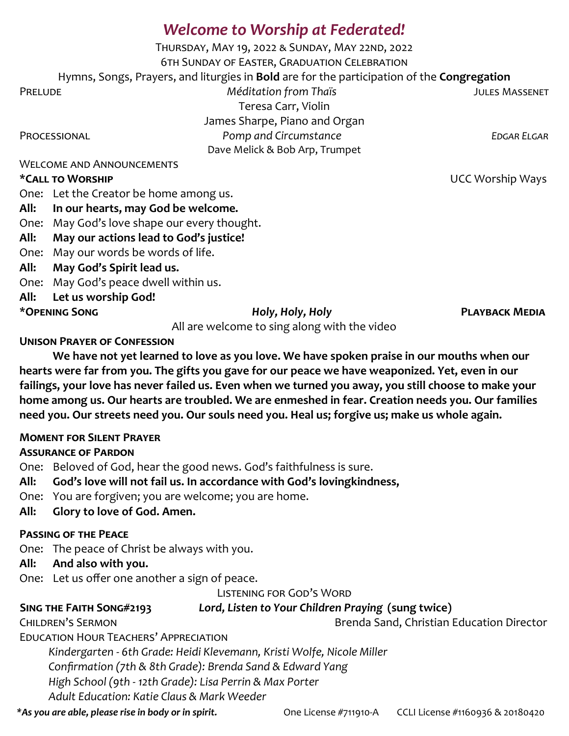# *Welcome to Worship at Federated!*

Thursday, May 19, 2022 & Sunday, May 22nd, 2022

6th Sunday of Easter, Graduation Celebration

Hymns, Songs, Prayers, and liturgies in **Bold** are for the participation of the **Congregation**

Prelude — *Méditation from Thaïs* — Jules Massenet

Teresa Carr, Violin

James Sharpe, Piano and Organ

Processional — *Pomp and Circumstance* — *Edgar Elgar*

Dave Melick & Bob Arp, Trumpet

Welcome and Announcements

**\*Call to Worship** — UCC Worship Ways

One: Let the Creator be home among us.

**All: In our hearts, may God be welcome.**

One: May God's love shape our every thought.

**All: May our actions lead to God's justice!**

One: May our words be words of life.

**All: May God's Spirit lead us.**

One: May God's peace dwell within us.

**All: Let us worship God!**

**\*Opening Song** — ***Holy, Holy, Holy*** — **Playback Media**

All are welcome to sing along with the video

**Unison Prayer of Confession**

**We have not yet learned to love as you love. We have spoken praise in our mouths when our hearts were far from you. The gifts you gave for our peace we have weaponized. Yet, even in our failings, your love has never failed us. Even when we turned you away, you still choose to make your home among us. Our hearts are troubled. We are enmeshed in fear. Creation needs you. Our families need you. Our streets need you. Our souls need you. Heal us; forgive us; make us whole again.**

**Moment for Silent Prayer**

**Assurance of Pardon**

One: Beloved of God, hear the good news. God's faithfulness is sure.

**All: God's love will not fail us. In accordance with God's lovingkindness,**

One: You are forgiven; you are welcome; you are home.

**All: Glory to love of God. Amen.**

**Passing of the Peace**

One: The peace of Christ be always with you.

**All: And also with you.**

One: Let us offer one another a sign of peace.

Listening for God's Word

**Sing the Faith Song#2193** — ***Lord, Listen to Your Children Praying* (sung twice)**

Children's Sermon — Brenda Sand, Christian Education Director

Education Hour Teachers' Appreciation

*Kindergarten - 6th Grade: Heidi Klevemann, Kristi Wolfe, Nicole Miller*

*Confirmation (7th & 8th Grade): Brenda Sand & Edward Yang*

*High School (9th - 12th Grade): Lisa Perrin & Max Porter*

*Adult Education: Katie Claus & Mark Weeder*

***\*As you are able, please rise in body or in spirit.*** One License #711910-A CCLI License #1160936 & 20180420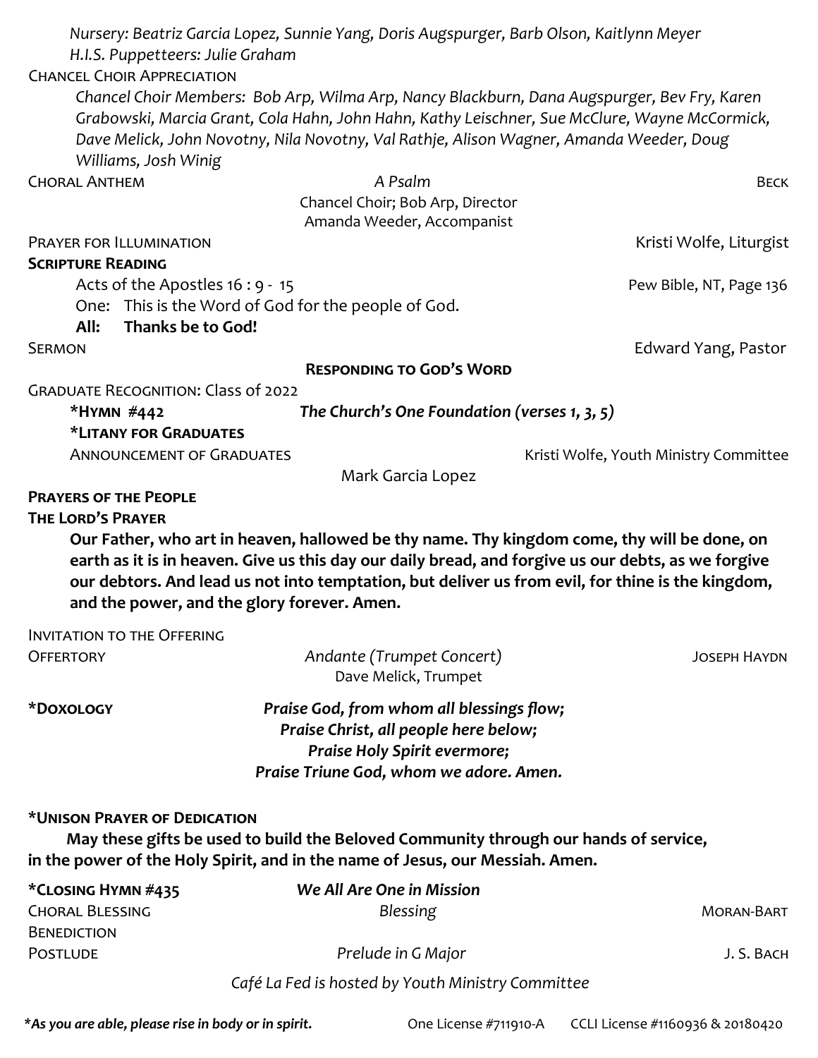*Nursery: Beatriz Garcia Lopez, Sunnie Yang, Doris Augspurger, Barb Olson, Kaitlynn Meyer*
*H.I.S. Puppetteers: Julie Graham*

CHANCEL CHOIR APPRECIATION

*Chancel Choir Members: Bob Arp, Wilma Arp, Nancy Blackburn, Dana Augspurger, Bev Fry, Karen Grabowski, Marcia Grant, Cola Hahn, John Hahn, Kathy Leischner, Sue McClure, Wayne McCormick, Dave Melick, John Novotny, Nila Novotny, Val Rathje, Alison Wagner, Amanda Weeder, Doug Williams, Josh Winig*

CHORAL ANTHEM — *A Psalm* — BECK
Chancel Choir; Bob Arp, Director
Amanda Weeder, Accompanist

PRAYER FOR ILLUMINATION — Kristi Wolfe, Liturgist

**SCRIPTURE READING**

Acts of the Apostles 16 : 9 - 15 — Pew Bible, NT, Page 136

One: This is the Word of God for the people of God.
**All: Thanks be to God!**

SERMON — Edward Yang, Pastor

**RESPONDING TO GOD'S WORD**

GRADUATE RECOGNITION: Class of 2022

**\*HYMN #442** — ***The Church's One Foundation (verses 1, 3, 5)***

**\*LITANY FOR GRADUATES**

ANNOUNCEMENT OF GRADUATES — Kristi Wolfe, Youth Ministry Committee
Mark Garcia Lopez

**PRAYERS OF THE PEOPLE**

**THE LORD'S PRAYER**

**Our Father, who art in heaven, hallowed be thy name. Thy kingdom come, thy will be done, on earth as it is in heaven. Give us this day our daily bread, and forgive us our debts, as we forgive our debtors. And lead us not into temptation, but deliver us from evil, for thine is the kingdom, and the power, and the glory forever. Amen.**

INVITATION TO THE OFFERING

OFFERTORY — *Andante (Trumpet Concert)* — JOSEPH HAYDN
Dave Melick, Trumpet

**\*DOXOLOGY**

***Praise God, from whom all blessings flow;***
***Praise Christ, all people here below;***
***Praise Holy Spirit evermore;***
***Praise Triune God, whom we adore. Amen.***

**\*UNISON PRAYER OF DEDICATION**

**May these gifts be used to build the Beloved Community through our hands of service, in the power of the Holy Spirit, and in the name of Jesus, our Messiah. Amen.**

**\*CLOSING HYMN #435** — ***We All Are One in Mission***

CHORAL BLESSING — *Blessing* — MORAN-BART

BENEDICTION

POSTLUDE — *Prelude in G Major* — J. S. BACH

*Café La Fed is hosted by Youth Ministry Committee*

***\*As you are able, please rise in body or in spirit.*** One License #711910-A CCLI License #1160936 & 20180420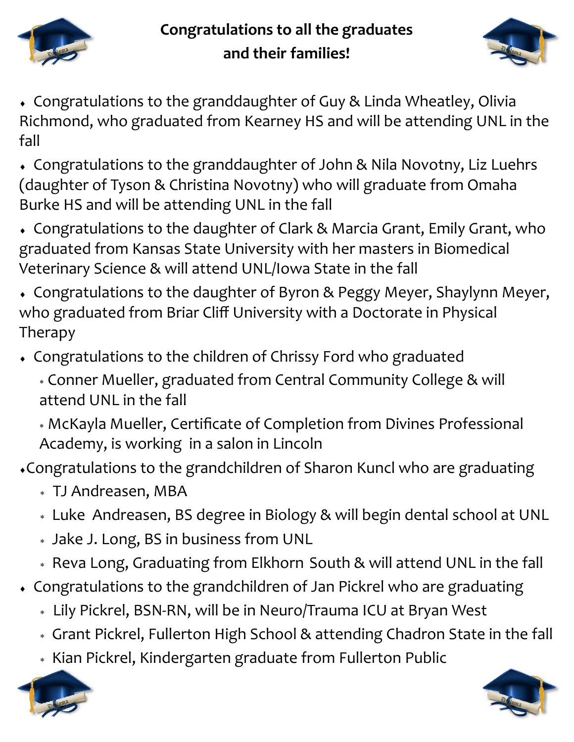**Congratulations to all the graduates and their families!**

- Congratulations to the granddaughter of Guy & Linda Wheatley, Olivia Richmond, who graduated from Kearney HS and will be attending UNL in the fall
- Congratulations to the granddaughter of John & Nila Novotny, Liz Luehrs (daughter of Tyson & Christina Novotny) who will graduate from Omaha Burke HS and will be attending UNL in the fall
- Congratulations to the daughter of Clark & Marcia Grant, Emily Grant, who graduated from Kansas State University with her masters in Biomedical Veterinary Science & will attend UNL/Iowa State in the fall
- Congratulations to the daughter of Byron & Peggy Meyer, Shaylynn Meyer, who graduated from Briar Cliff University with a Doctorate in Physical Therapy
- Congratulations to the children of Chrissy Ford who graduated
  - Conner Mueller, graduated from Central Community College & will attend UNL in the fall
  - McKayla Mueller, Certificate of Completion from Divines Professional Academy, is working in a salon in Lincoln
- Congratulations to the grandchildren of Sharon Kuncl who are graduating
  - TJ Andreasen, MBA
  - Luke Andreasen, BS degree in Biology & will begin dental school at UNL
  - Jake J. Long, BS in business from UNL
  - Reva Long, Graduating from Elkhorn South & will attend UNL in the fall
- Congratulations to the grandchildren of Jan Pickrel who are graduating
  - Lily Pickrel, BSN-RN, will be in Neuro/Trauma ICU at Bryan West
  - Grant Pickrel, Fullerton High School & attending Chadron State in the fall
  - Kian Pickrel, Kindergarten graduate from Fullerton Public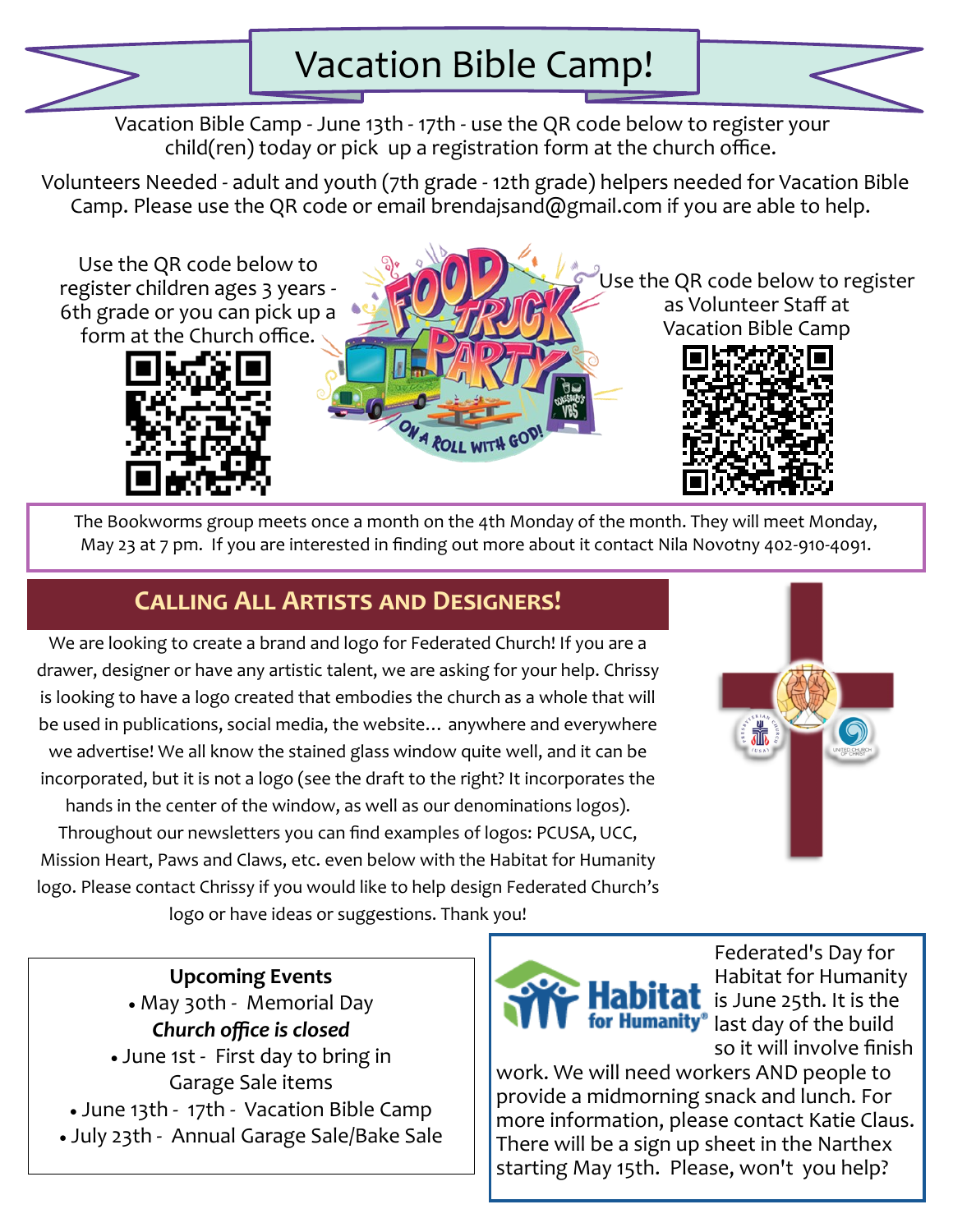# Vacation Bible Camp!

Vacation Bible Camp - June 13th - 17th - use the QR code below to register your child(ren) today or pick up a registration form at the church office.

Volunteers Needed - adult and youth (7th grade - 12th grade) helpers needed for Vacation Bible Camp. Please use the QR code or email brendajsand@gmail.com if you are able to help.

Use the QR code below to register children ages 3 years - 6th grade or you can pick up a form at the Church office.

FOOD TRUCK PARTY — ON A ROLL WITH GOD!

Use the QR code below to register as Volunteer Staff at Vacation Bible Camp

The Bookworms group meets once a month on the 4th Monday of the month. They will meet Monday, May 23 at 7 pm. If you are interested in finding out more about it contact Nila Novotny 402-910-4091.

## Calling All Artists and Designers!

We are looking to create a brand and logo for Federated Church! If you are a drawer, designer or have any artistic talent, we are asking for your help. Chrissy is looking to have a logo created that embodies the church as a whole that will be used in publications, social media, the website… anywhere and everywhere we advertise! We all know the stained glass window quite well, and it can be incorporated, but it is not a logo (see the draft to the right? It incorporates the hands in the center of the window, as well as our denominations logos). Throughout our newsletters you can find examples of logos: PCUSA, UCC, Mission Heart, Paws and Claws, etc. even below with the Habitat for Humanity logo. Please contact Chrissy if you would like to help design Federated Church's logo or have ideas or suggestions. Thank you!

**Upcoming Events**

- May 30th - Memorial Day
  ***Church office is closed***
- June 1st - First day to bring in Garage Sale items
- June 13th - 17th - Vacation Bible Camp
- July 23th - Annual Garage Sale/Bake Sale

Habitat for Humanity®

Federated's Day for Habitat for Humanity is June 25th. It is the last day of the build so it will involve finish work. We will need workers AND people to provide a midmorning snack and lunch. For more information, please contact Katie Claus. There will be a sign up sheet in the Narthex starting May 15th. Please, won't you help?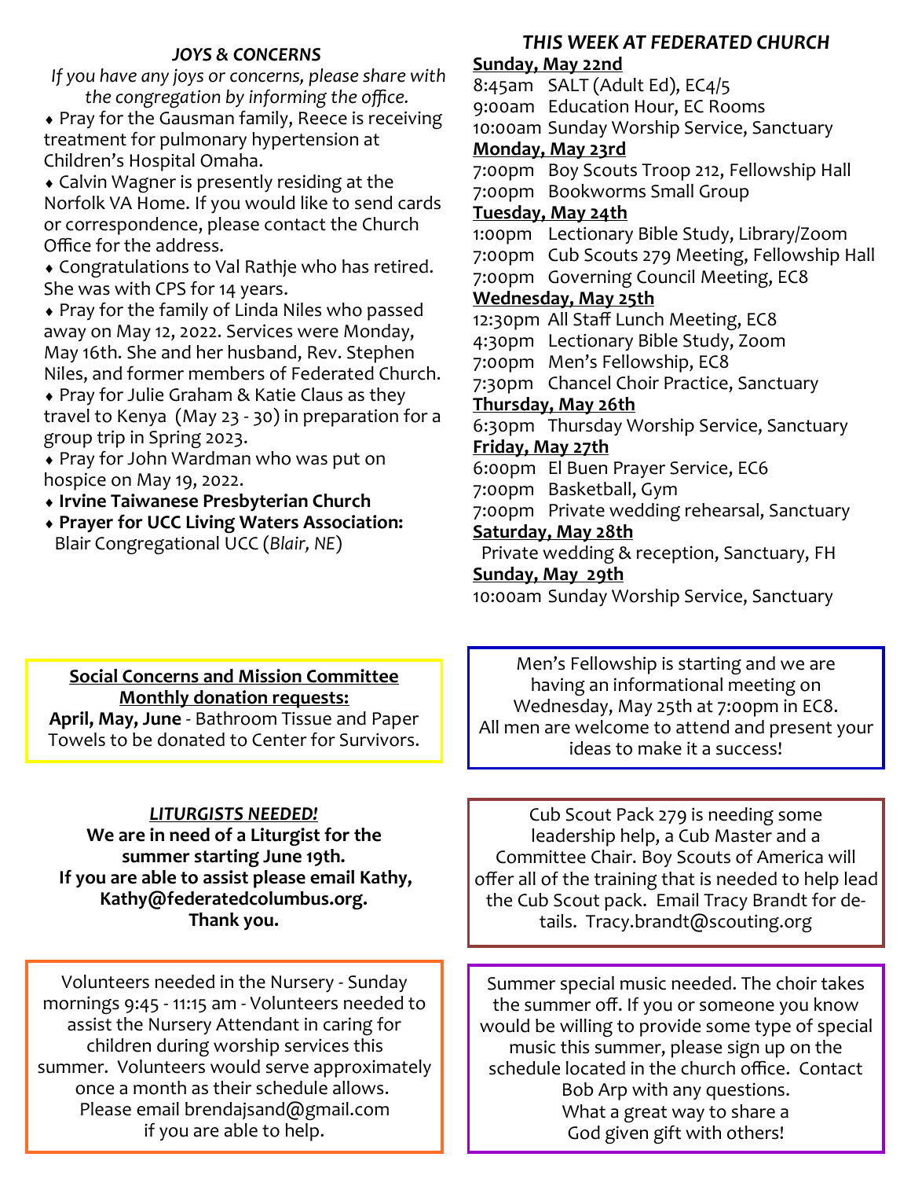## *JOYS & CONCERNS*

*If you have any joys or concerns, please share with the congregation by informing the office.*

- Pray for the Gausman family, Reece is receiving treatment for pulmonary hypertension at Children's Hospital Omaha.
- Calvin Wagner is presently residing at the Norfolk VA Home. If you would like to send cards or correspondence, please contact the Church Office for the address.
- Congratulations to Val Rathje who has retired. She was with CPS for 14 years.
- Pray for the family of Linda Niles who passed away on May 12, 2022. Services were Monday, May 16th. She and her husband, Rev. Stephen Niles, and former members of Federated Church.
- Pray for Julie Graham & Katie Claus as they travel to Kenya (May 23 - 30) in preparation for a group trip in Spring 2023.
- Pray for John Wardman who was put on hospice on May 19, 2022.
- **Irvine Taiwanese Presbyterian Church**
- **Prayer for UCC Living Waters Association:** Blair Congregational UCC (*Blair, NE*)

## *THIS WEEK AT FEDERATED CHURCH*

**Sunday, May 22nd**

8:45am SALT (Adult Ed), EC4/5
9:00am Education Hour, EC Rooms
10:00am Sunday Worship Service, Sanctuary

**Monday, May 23rd**

7:00pm Boy Scouts Troop 212, Fellowship Hall
7:00pm Bookworms Small Group

**Tuesday, May 24th**

1:00pm Lectionary Bible Study, Library/Zoom
7:00pm Cub Scouts 279 Meeting, Fellowship Hall
7:00pm Governing Council Meeting, EC8

**Wednesday, May 25th**

12:30pm All Staff Lunch Meeting, EC8
4:30pm Lectionary Bible Study, Zoom
7:00pm Men's Fellowship, EC8
7:30pm Chancel Choir Practice, Sanctuary

**Thursday, May 26th**

6:30pm Thursday Worship Service, Sanctuary

**Friday, May 27th**

6:00pm El Buen Prayer Service, EC6
7:00pm Basketball, Gym
7:00pm Private wedding rehearsal, Sanctuary

**Saturday, May 28th**

Private wedding & reception, Sanctuary, FH

**Sunday, May 29th**

10:00am Sunday Worship Service, Sanctuary

---

**Social Concerns and Mission Committee**
**Monthly donation requests:**
**April, May, June** - Bathroom Tissue and Paper Towels to be donated to Center for Survivors.

---

Men's Fellowship is starting and we are having an informational meeting on Wednesday, May 25th at 7:00pm in EC8. All men are welcome to attend and present your ideas to make it a success!

---

***LITURGISTS NEEDED!***

**We are in need of a Liturgist for the summer starting June 19th.**
**If you are able to assist please email Kathy, Kathy@federatedcolumbus.org.**
**Thank you.**

---

Cub Scout Pack 279 is needing some leadership help, a Cub Master and a Committee Chair. Boy Scouts of America will offer all of the training that is needed to help lead the Cub Scout pack. Email Tracy Brandt for details. Tracy.brandt@scouting.org

---

Volunteers needed in the Nursery - Sunday mornings 9:45 - 11:15 am - Volunteers needed to assist the Nursery Attendant in caring for children during worship services this summer. Volunteers would serve approximately once a month as their schedule allows. Please email brendajsand@gmail.com if you are able to help.

---

Summer special music needed. The choir takes the summer off. If you or someone you know would be willing to provide some type of special music this summer, please sign up on the schedule located in the church office. Contact Bob Arp with any questions.
What a great way to share a God given gift with others!